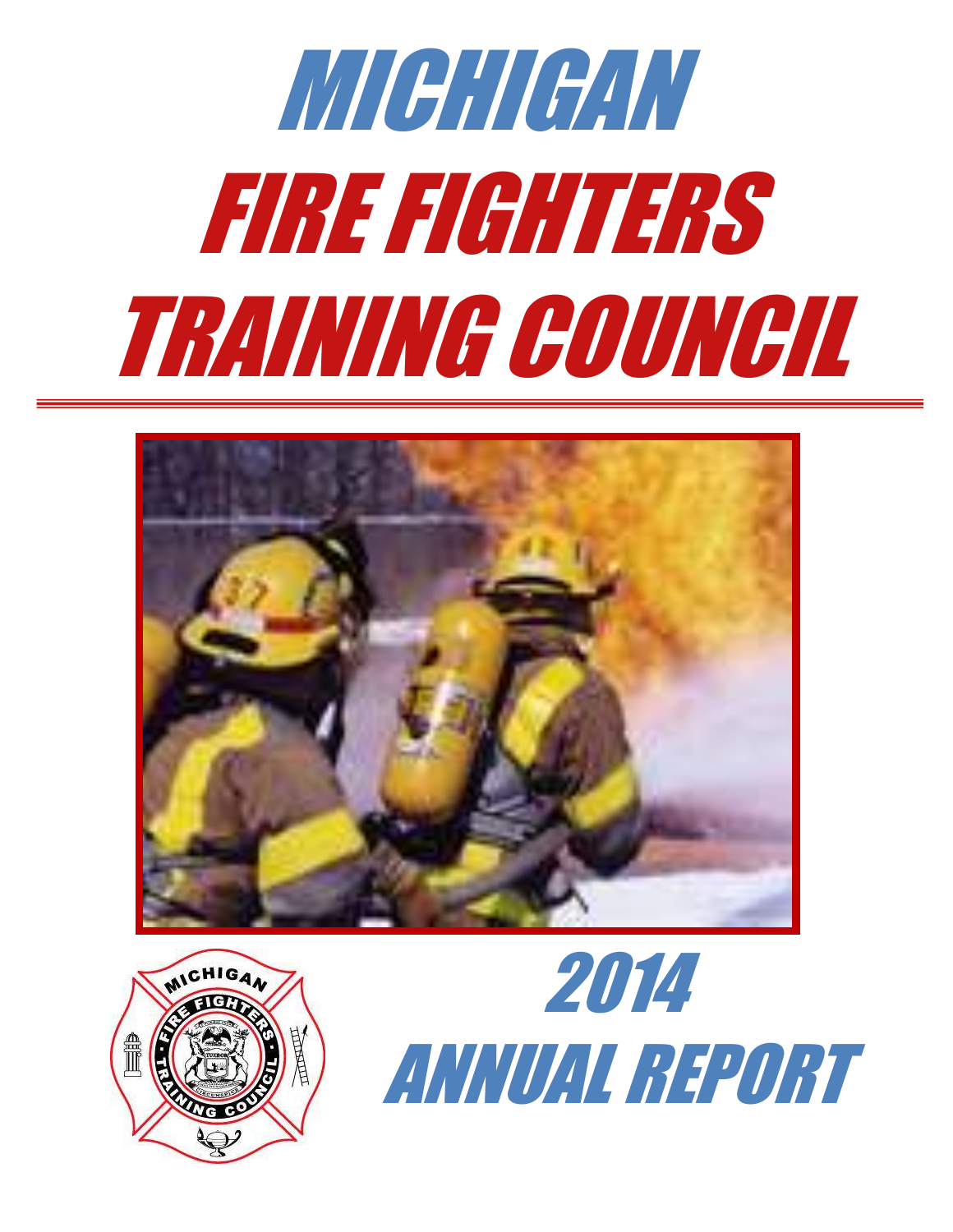# MICHIGAN FIRE FIGHTERS TRAINING COUNCIL

# 2014 ANNUAL REPORT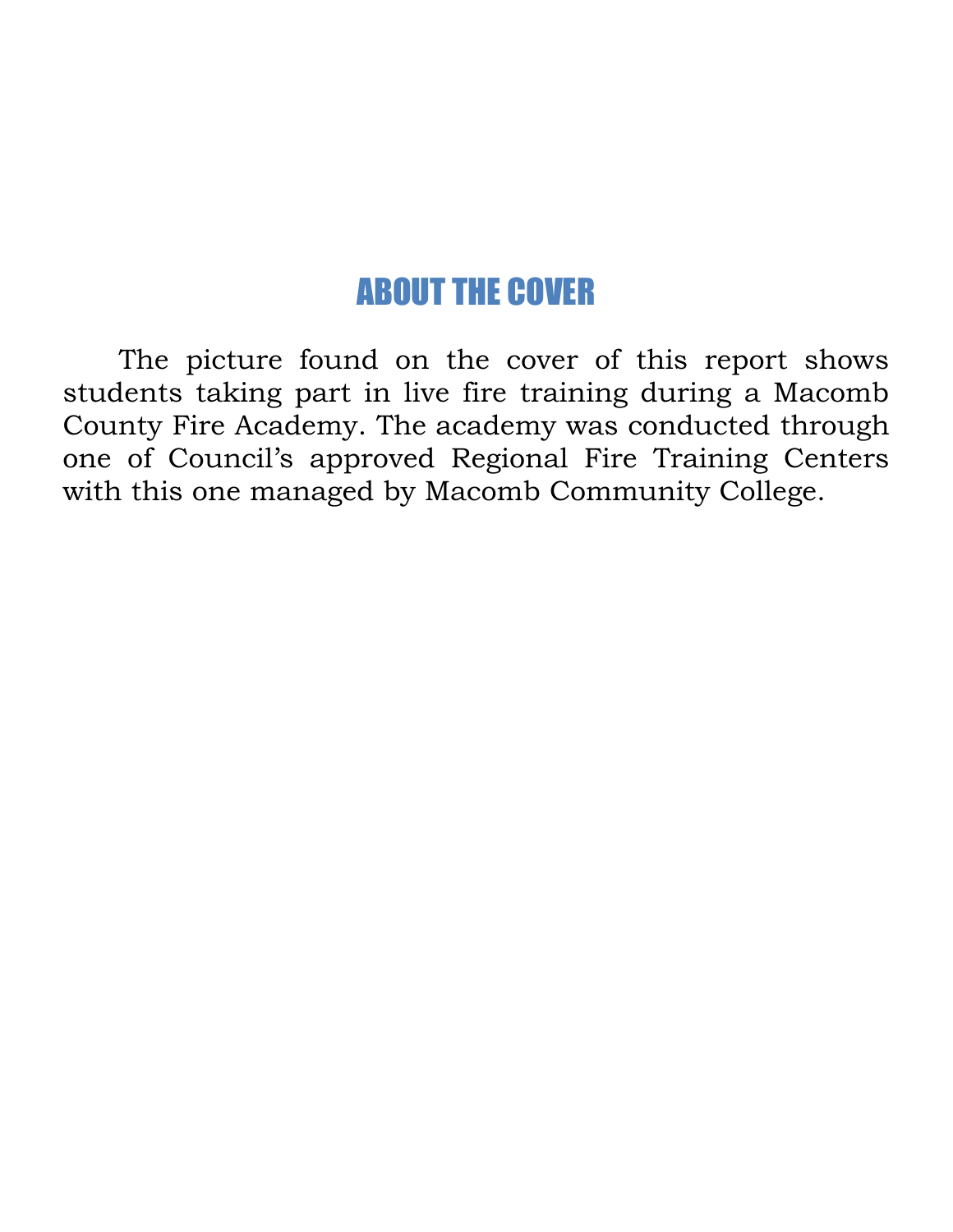## ABOUT THE COVER

The picture found on the cover of this report shows students taking part in live fire training during a Macomb County Fire Academy. The academy was conducted through one of Council's approved Regional Fire Training Centers with this one managed by Macomb Community College.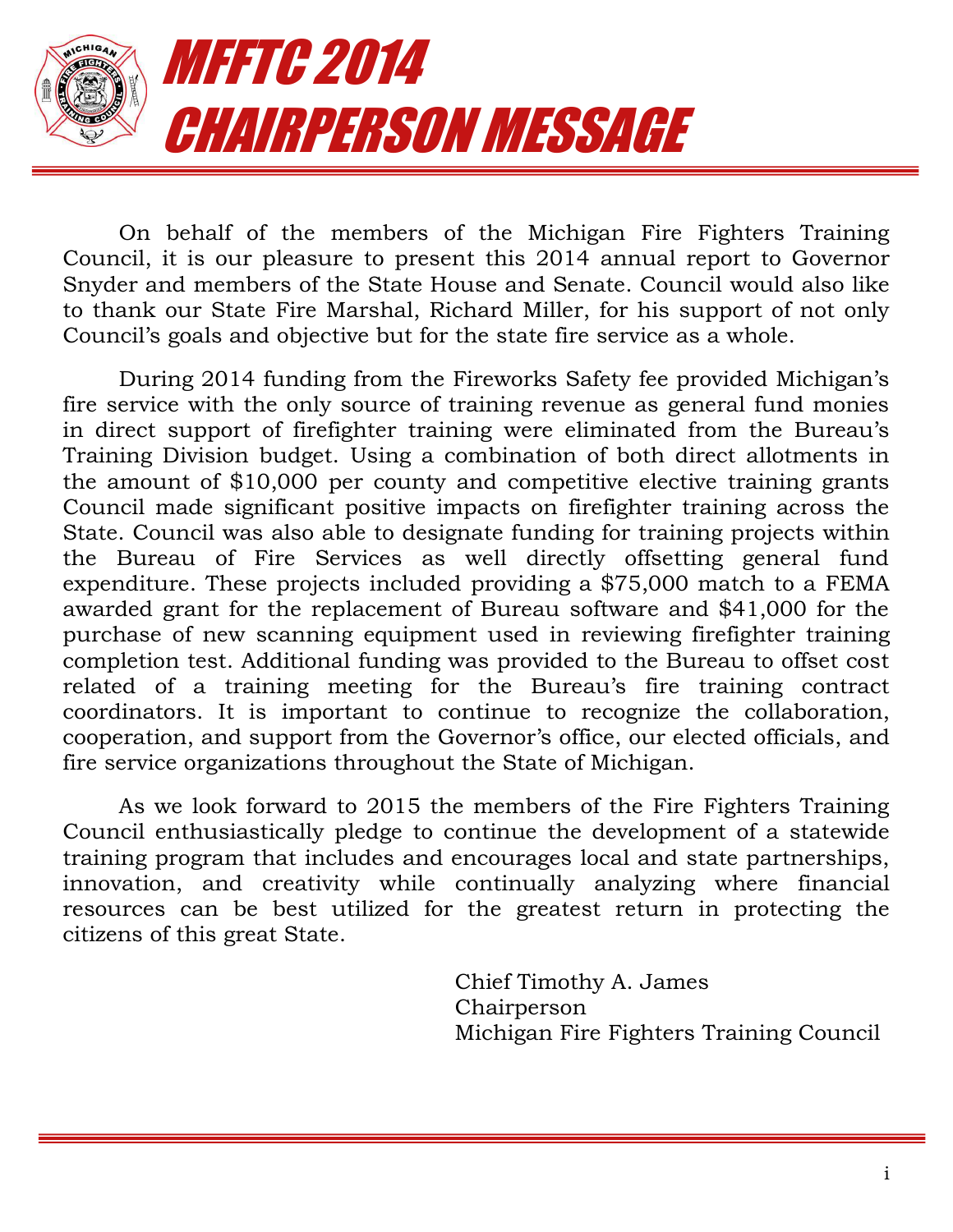# MFFTC 2014 CHAIRPERSON MESSAGE

On behalf of the members of the Michigan Fire Fighters Training Council, it is our pleasure to present this 2014 annual report to Governor Snyder and members of the State House and Senate. Council would also like to thank our State Fire Marshal, Richard Miller, for his support of not only Council's goals and objective but for the state fire service as a whole.

During 2014 funding from the Fireworks Safety fee provided Michigan's fire service with the only source of training revenue as general fund monies in direct support of firefighter training were eliminated from the Bureau's Training Division budget. Using a combination of both direct allotments in the amount of $10,000 per county and competitive elective training grants Council made significant positive impacts on firefighter training across the State. Council was also able to designate funding for training projects within the Bureau of Fire Services as well directly offsetting general fund expenditure. These projects included providing a $75,000 match to a FEMA awarded grant for the replacement of Bureau software and $41,000 for the purchase of new scanning equipment used in reviewing firefighter training completion test. Additional funding was provided to the Bureau to offset cost related of a training meeting for the Bureau's fire training contract coordinators. It is important to continue to recognize the collaboration, cooperation, and support from the Governor's office, our elected officials, and fire service organizations throughout the State of Michigan.

As we look forward to 2015 the members of the Fire Fighters Training Council enthusiastically pledge to continue the development of a statewide training program that includes and encourages local and state partnerships, innovation, and creativity while continually analyzing where financial resources can be best utilized for the greatest return in protecting the citizens of this great State.

Chief Timothy A. James
Chairperson
Michigan Fire Fighters Training Council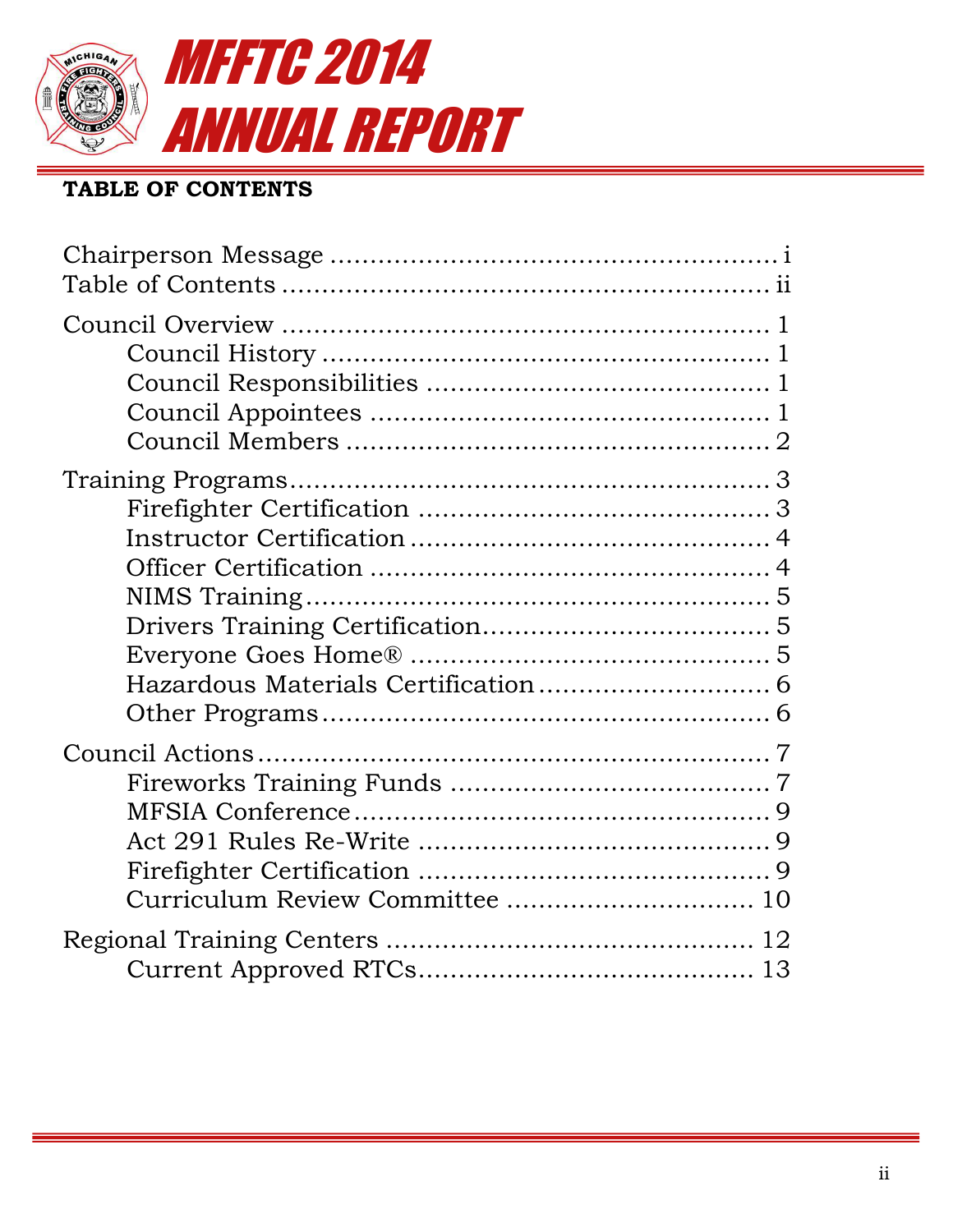# MFFTC 2014 ANNUAL REPORT

**TABLE OF CONTENTS**

Chairperson Message ........................................................ i
Table of Contents ............................................................ ii

Council Overview ............................................................ 1
- Council History ........................................................ 1
- Council Responsibilities ........................................... 1
- Council Appointees .................................................. 1
- Council Members ..................................................... 2

Training Programs ........................................................... 3
- Firefighter Certification ............................................ 3
- Instructor Certification .............................................. 4
- Officer Certification .................................................. 4
- NIMS Training ........................................................... 5
- Drivers Training Certification ................................... 5
- Everyone Goes Home® ............................................. 5
- Hazardous Materials Certification ............................. 6
- Other Programs ......................................................... 6

Council Actions ................................................................ 7
- Fireworks Training Funds ......................................... 7
- MFSIA Conference ...................................................... 9
- Act 291 Rules Re-Write ............................................. 9
- Firefighter Certification ............................................ 9
- Curriculum Review Committee ............................... 10

Regional Training Centers .............................................. 12
- Current Approved RTCs .......................................... 13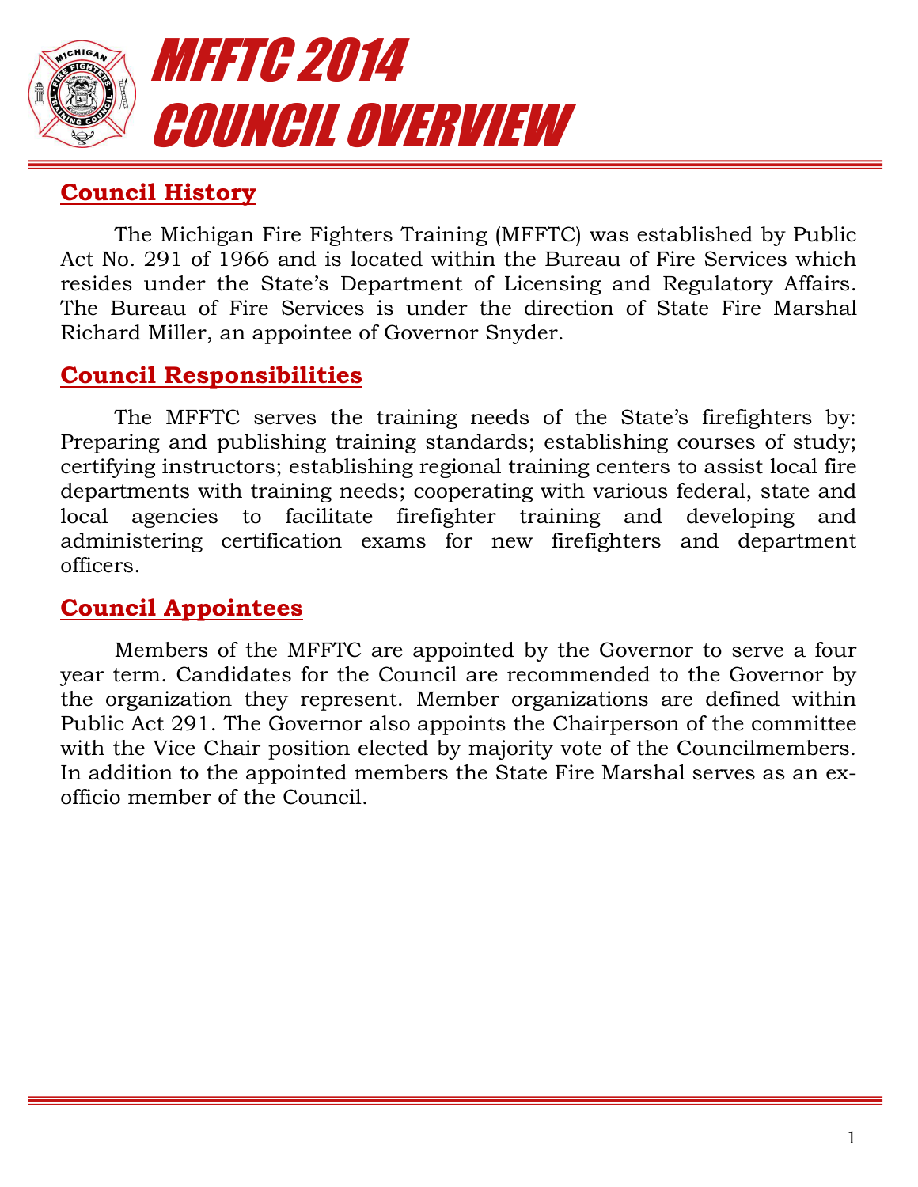# MFFTC 2014 COUNCIL OVERVIEW

## Council History

The Michigan Fire Fighters Training (MFFTC) was established by Public Act No. 291 of 1966 and is located within the Bureau of Fire Services which resides under the State's Department of Licensing and Regulatory Affairs. The Bureau of Fire Services is under the direction of State Fire Marshal Richard Miller, an appointee of Governor Snyder.

## Council Responsibilities

The MFFTC serves the training needs of the State's firefighters by: Preparing and publishing training standards; establishing courses of study; certifying instructors; establishing regional training centers to assist local fire departments with training needs; cooperating with various federal, state and local agencies to facilitate firefighter training and developing and administering certification exams for new firefighters and department officers.

## Council Appointees

Members of the MFFTC are appointed by the Governor to serve a four year term. Candidates for the Council are recommended to the Governor by the organization they represent. Member organizations are defined within Public Act 291. The Governor also appoints the Chairperson of the committee with the Vice Chair position elected by majority vote of the Councilmembers. In addition to the appointed members the State Fire Marshal serves as an ex-officio member of the Council.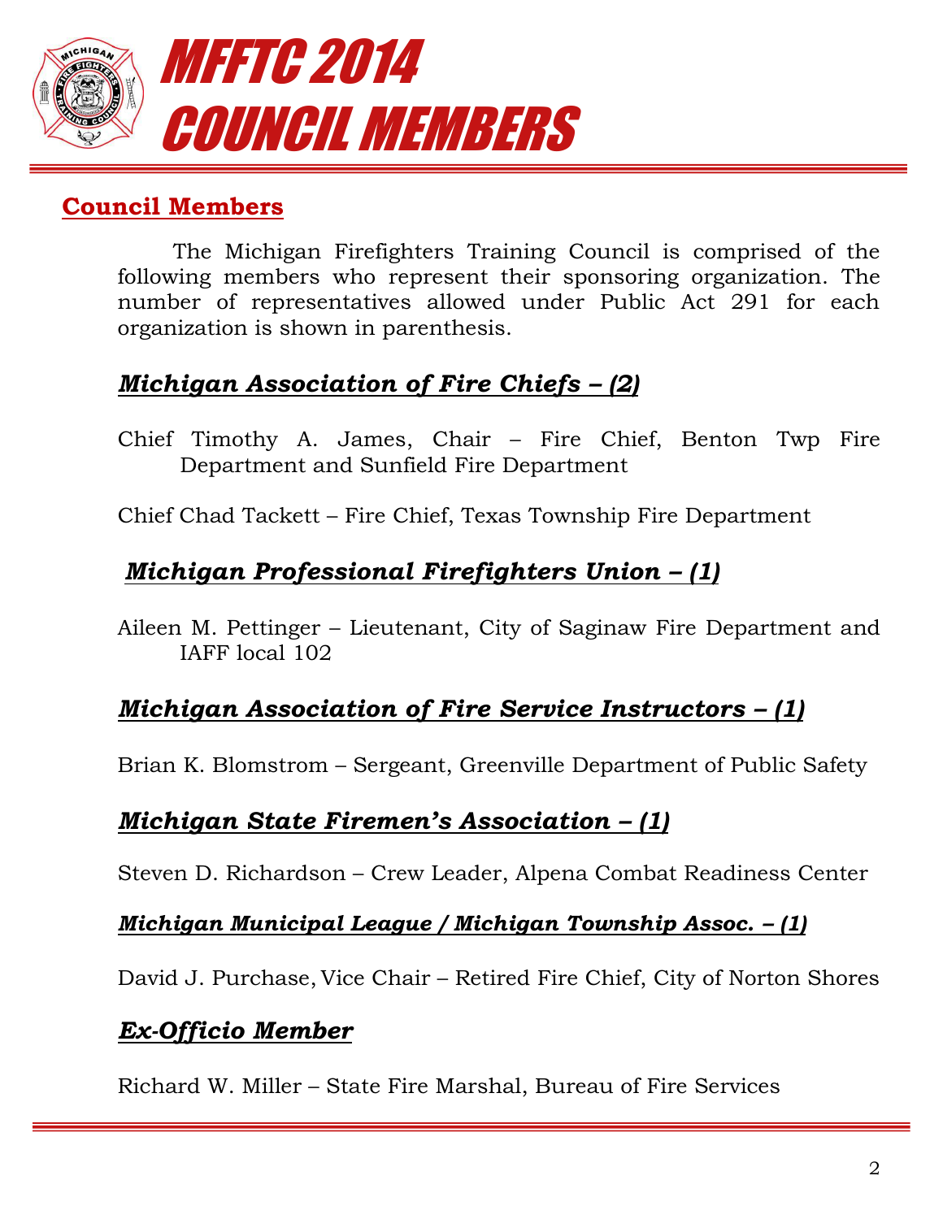# MFFTC 2014 COUNCIL MEMBERS

## Council Members

The Michigan Firefighters Training Council is comprised of the following members who represent their sponsoring organization. The number of representatives allowed under Public Act 291 for each organization is shown in parenthesis.

### *Michigan Association of Fire Chiefs – (2)*

Chief Timothy A. James, Chair – Fire Chief, Benton Twp Fire Department and Sunfield Fire Department

Chief Chad Tackett – Fire Chief, Texas Township Fire Department

### *Michigan Professional Firefighters Union – (1)*

Aileen M. Pettinger – Lieutenant, City of Saginaw Fire Department and IAFF local 102

### *Michigan Association of Fire Service Instructors – (1)*

Brian K. Blomstrom – Sergeant, Greenville Department of Public Safety

### *Michigan State Firemen's Association – (1)*

Steven D. Richardson – Crew Leader, Alpena Combat Readiness Center

### *Michigan Municipal League / Michigan Township Assoc. – (1)*

David J. Purchase, Vice Chair – Retired Fire Chief, City of Norton Shores

### *Ex-Officio Member*

Richard W. Miller – State Fire Marshal, Bureau of Fire Services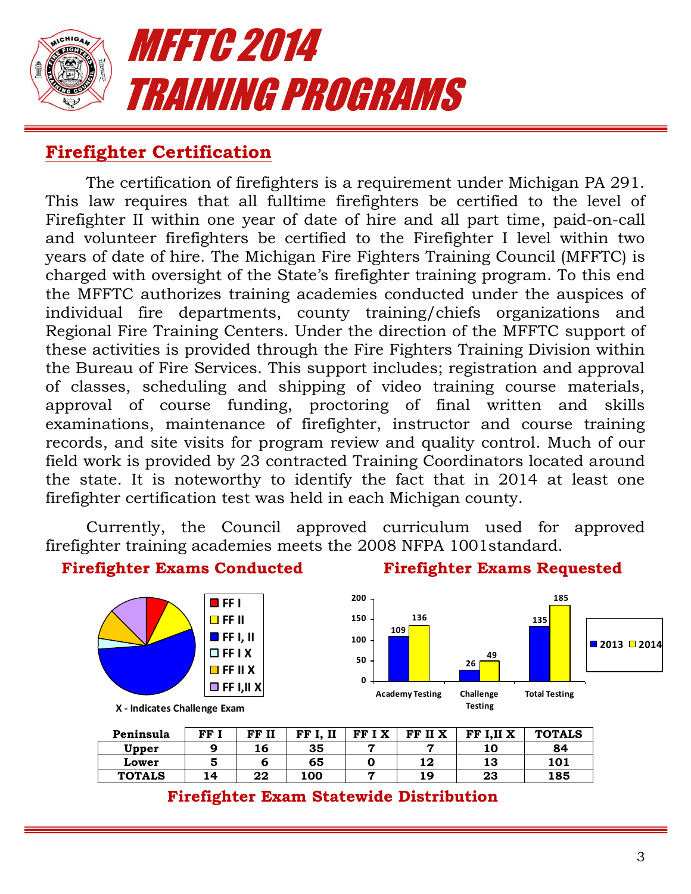# MFFTC 2014 TRAINING PROGRAMS

## Firefighter Certification

The certification of firefighters is a requirement under Michigan PA 291. This law requires that all fulltime firefighters be certified to the level of Firefighter II within one year of date of hire and all part time, paid-on-call and volunteer firefighters be certified to the Firefighter I level within two years of date of hire. The Michigan Fire Fighters Training Council (MFFTC) is charged with oversight of the State's firefighter training program. To this end the MFFTC authorizes training academies conducted under the auspices of individual fire departments, county training/chiefs organizations and Regional Fire Training Centers. Under the direction of the MFFTC support of these activities is provided through the Fire Fighters Training Division within the Bureau of Fire Services. This support includes; registration and approval of classes, scheduling and shipping of video training course materials, approval of course funding, proctoring of final written and skills examinations, maintenance of firefighter, instructor and course training records, and site visits for program review and quality control. Much of our field work is provided by 23 contracted Training Coordinators located around the state. It is noteworthy to identify the fact that in 2014 at least one firefighter certification test was held in each Michigan county.

Currently, the Council approved curriculum used for approved firefighter training academies meets the 2008 NFPA 1001standard.

**Firefighter Exams Conducted**

Legend: FF I, FF II, FF I, II, FF I X, FF II X, FF I,II X

X - Indicates Challenge Exam

**Firefighter Exams Requested**

| | 2013 | 2014 |
|---|---|---|
| Academy Testing | 109 | 136 |
| Challenge Testing | 26 | 49 |
| Total Testing | 135 | 185 |

| Peninsula | FF I | FF II | FF I, II | FF I X | FF II X | FF I,II X | TOTALS |
|---|---|---|---|---|---|---|---|
| Upper | 9 | 16 | 35 | 7 | 7 | 10 | 84 |
| Lower | 5 | 6 | 65 | 0 | 12 | 13 | 101 |
| TOTALS | 14 | 22 | 100 | 7 | 19 | 23 | 185 |

**Firefighter Exam Statewide Distribution**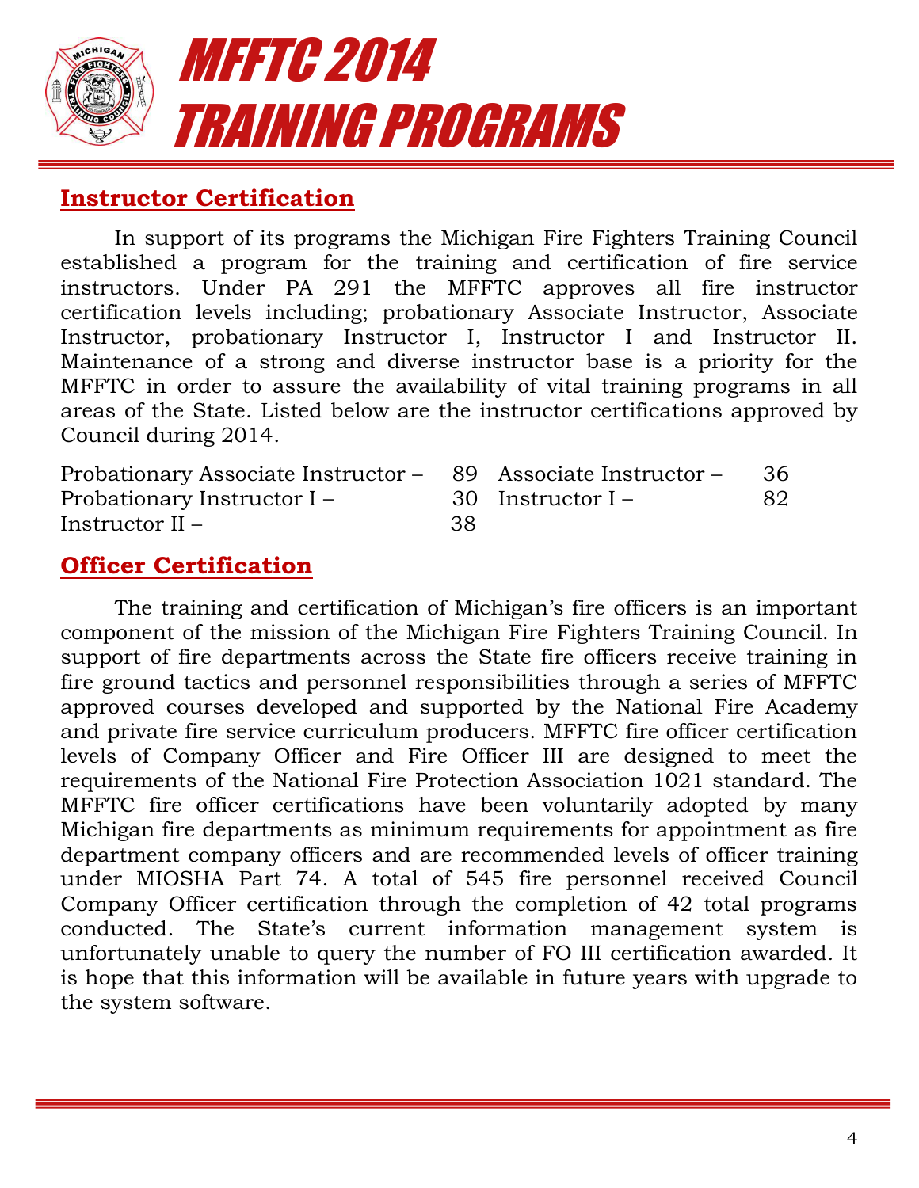# MFFTC 2014 TRAINING PROGRAMS

## Instructor Certification

In support of its programs the Michigan Fire Fighters Training Council established a program for the training and certification of fire service instructors. Under PA 291 the MFFTC approves all fire instructor certification levels including; probationary Associate Instructor, Associate Instructor, probationary Instructor I, Instructor I and Instructor II. Maintenance of a strong and diverse instructor base is a priority for the MFFTC in order to assure the availability of vital training programs in all areas of the State. Listed below are the instructor certifications approved by Council during 2014.

| | | | |
|---|---|---|---|
| Probationary Associate Instructor – | 89 | Associate Instructor – | 36 |
| Probationary Instructor I – | 30 | Instructor I – | 82 |
| Instructor II – | 38 | | |

## Officer Certification

The training and certification of Michigan's fire officers is an important component of the mission of the Michigan Fire Fighters Training Council. In support of fire departments across the State fire officers receive training in fire ground tactics and personnel responsibilities through a series of MFFTC approved courses developed and supported by the National Fire Academy and private fire service curriculum producers. MFFTC fire officer certification levels of Company Officer and Fire Officer III are designed to meet the requirements of the National Fire Protection Association 1021 standard. The MFFTC fire officer certifications have been voluntarily adopted by many Michigan fire departments as minimum requirements for appointment as fire department company officers and are recommended levels of officer training under MIOSHA Part 74. A total of 545 fire personnel received Council Company Officer certification through the completion of 42 total programs conducted. The State's current information management system is unfortunately unable to query the number of FO III certification awarded. It is hope that this information will be available in future years with upgrade to the system software.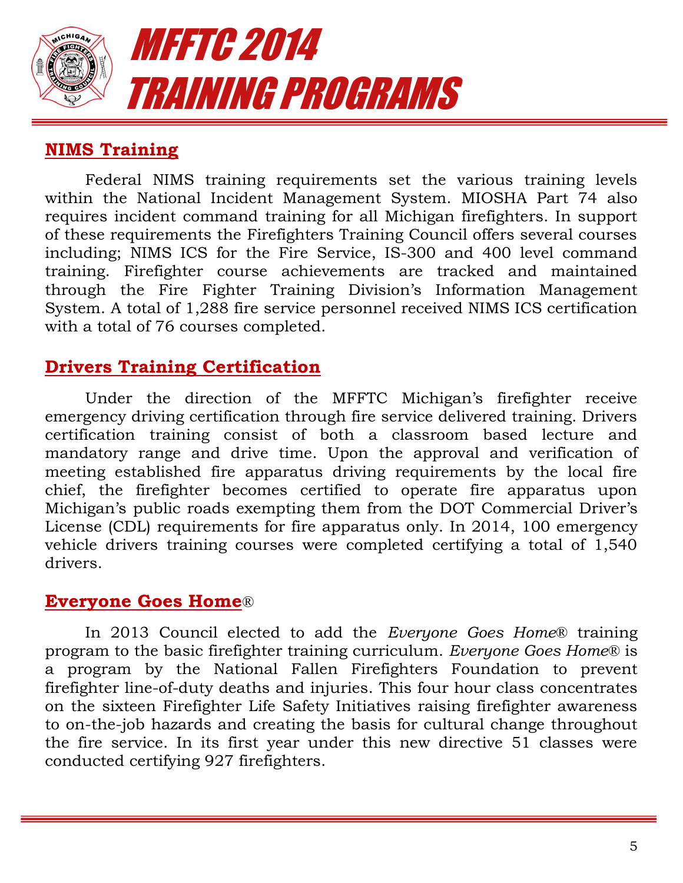# MFFTC 2014 TRAINING PROGRAMS

## NIMS Training

Federal NIMS training requirements set the various training levels within the National Incident Management System. MIOSHA Part 74 also requires incident command training for all Michigan firefighters. In support of these requirements the Firefighters Training Council offers several courses including; NIMS ICS for the Fire Service, IS-300 and 400 level command training. Firefighter course achievements are tracked and maintained through the Fire Fighter Training Division's Information Management System. A total of 1,288 fire service personnel received NIMS ICS certification with a total of 76 courses completed.

## Drivers Training Certification

Under the direction of the MFFTC Michigan's firefighter receive emergency driving certification through fire service delivered training. Drivers certification training consist of both a classroom based lecture and mandatory range and drive time. Upon the approval and verification of meeting established fire apparatus driving requirements by the local fire chief, the firefighter becomes certified to operate fire apparatus upon Michigan's public roads exempting them from the DOT Commercial Driver's License (CDL) requirements for fire apparatus only. In 2014, 100 emergency vehicle drivers training courses were completed certifying a total of 1,540 drivers.

## Everyone Goes Home®

In 2013 Council elected to add the *Everyone Goes Home®* training program to the basic firefighter training curriculum. *Everyone Goes Home®* is a program by the National Fallen Firefighters Foundation to prevent firefighter line-of-duty deaths and injuries. This four hour class concentrates on the sixteen Firefighter Life Safety Initiatives raising firefighter awareness to on-the-job hazards and creating the basis for cultural change throughout the fire service. In its first year under this new directive 51 classes were conducted certifying 927 firefighters.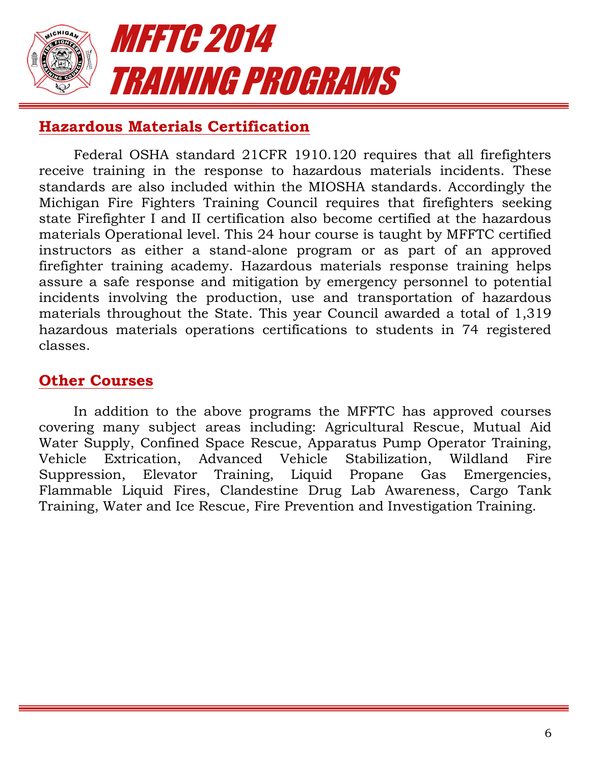# MFFTC 2014 TRAINING PROGRAMS

## Hazardous Materials Certification

Federal OSHA standard 21CFR 1910.120 requires that all firefighters receive training in the response to hazardous materials incidents. These standards are also included within the MIOSHA standards. Accordingly the Michigan Fire Fighters Training Council requires that firefighters seeking state Firefighter I and II certification also become certified at the hazardous materials Operational level. This 24 hour course is taught by MFFTC certified instructors as either a stand-alone program or as part of an approved firefighter training academy. Hazardous materials response training helps assure a safe response and mitigation by emergency personnel to potential incidents involving the production, use and transportation of hazardous materials throughout the State. This year Council awarded a total of 1,319 hazardous materials operations certifications to students in 74 registered classes.

## Other Courses

In addition to the above programs the MFFTC has approved courses covering many subject areas including: Agricultural Rescue, Mutual Aid Water Supply, Confined Space Rescue, Apparatus Pump Operator Training, Vehicle Extrication, Advanced Vehicle Stabilization, Wildland Fire Suppression, Elevator Training, Liquid Propane Gas Emergencies, Flammable Liquid Fires, Clandestine Drug Lab Awareness, Cargo Tank Training, Water and Ice Rescue, Fire Prevention and Investigation Training.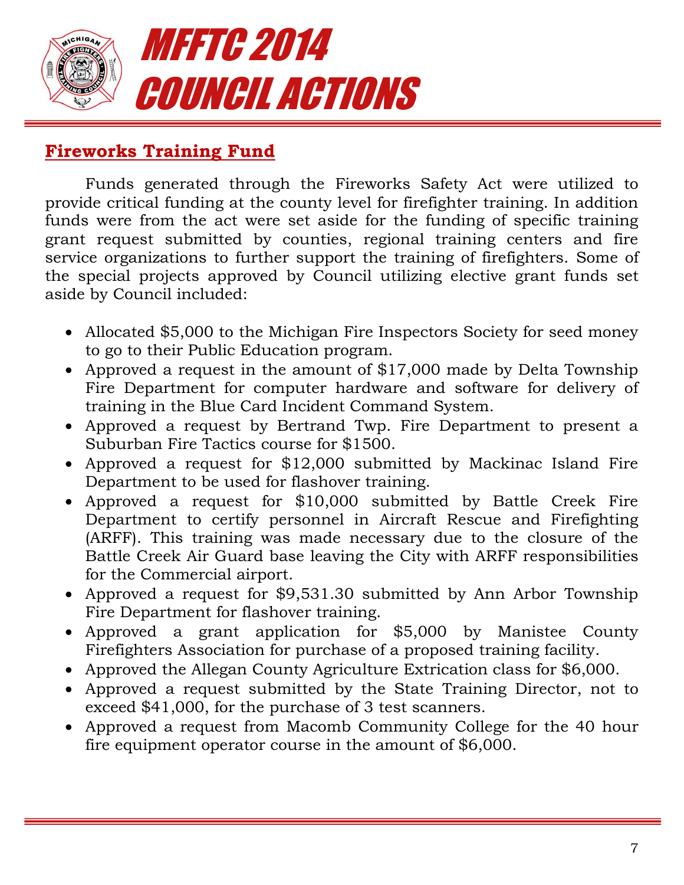# MFFTC 2014 COUNCIL ACTIONS

## Fireworks Training Fund

Funds generated through the Fireworks Safety Act were utilized to provide critical funding at the county level for firefighter training. In addition funds were from the act were set aside for the funding of specific training grant request submitted by counties, regional training centers and fire service organizations to further support the training of firefighters. Some of the special projects approved by Council utilizing elective grant funds set aside by Council included:

- Allocated $5,000 to the Michigan Fire Inspectors Society for seed money to go to their Public Education program.
- Approved a request in the amount of $17,000 made by Delta Township Fire Department for computer hardware and software for delivery of training in the Blue Card Incident Command System.
- Approved a request by Bertrand Twp. Fire Department to present a Suburban Fire Tactics course for $1500.
- Approved a request for $12,000 submitted by Mackinac Island Fire Department to be used for flashover training.
- Approved a request for $10,000 submitted by Battle Creek Fire Department to certify personnel in Aircraft Rescue and Firefighting (ARFF). This training was made necessary due to the closure of the Battle Creek Air Guard base leaving the City with ARFF responsibilities for the Commercial airport.
- Approved a request for $9,531.30 submitted by Ann Arbor Township Fire Department for flashover training.
- Approved a grant application for $5,000 by Manistee County Firefighters Association for purchase of a proposed training facility.
- Approved the Allegan County Agriculture Extrication class for $6,000.
- Approved a request submitted by the State Training Director, not to exceed $41,000, for the purchase of 3 test scanners.
- Approved a request from Macomb Community College for the 40 hour fire equipment operator course in the amount of $6,000.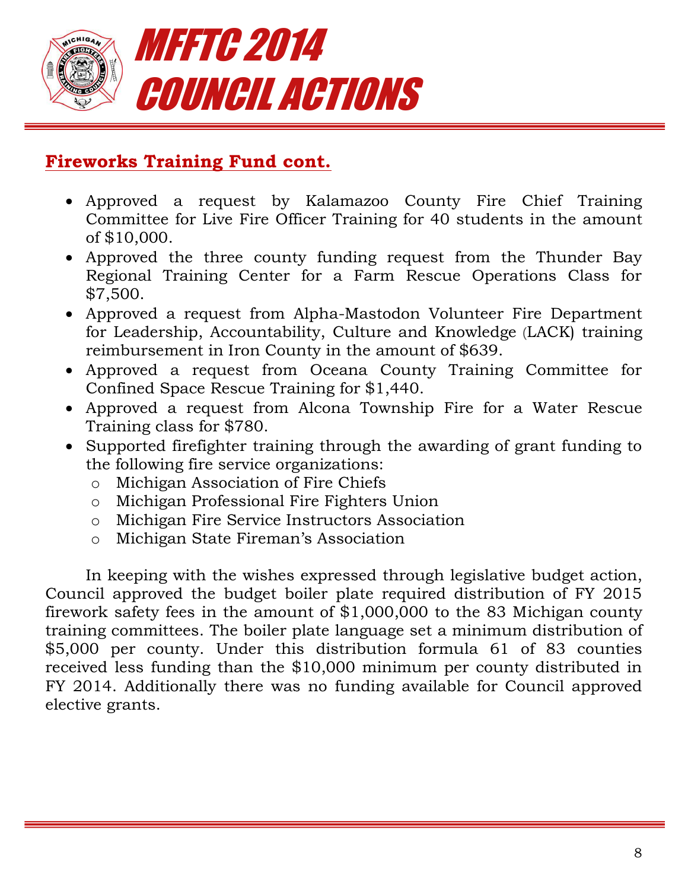# MFFTC 2014 COUNCIL ACTIONS

## Fireworks Training Fund cont.

- Approved a request by Kalamazoo County Fire Chief Training Committee for Live Fire Officer Training for 40 students in the amount of $10,000.
- Approved the three county funding request from the Thunder Bay Regional Training Center for a Farm Rescue Operations Class for $7,500.
- Approved a request from Alpha-Mastodon Volunteer Fire Department for Leadership, Accountability, Culture and Knowledge (LACK) training reimbursement in Iron County in the amount of $639.
- Approved a request from Oceana County Training Committee for Confined Space Rescue Training for $1,440.
- Approved a request from Alcona Township Fire for a Water Rescue Training class for $780.
- Supported firefighter training through the awarding of grant funding to the following fire service organizations:
  - Michigan Association of Fire Chiefs
  - Michigan Professional Fire Fighters Union
  - Michigan Fire Service Instructors Association
  - Michigan State Fireman's Association

In keeping with the wishes expressed through legislative budget action, Council approved the budget boiler plate required distribution of FY 2015 firework safety fees in the amount of $1,000,000 to the 83 Michigan county training committees. The boiler plate language set a minimum distribution of $5,000 per county. Under this distribution formula 61 of 83 counties received less funding than the $10,000 minimum per county distributed in FY 2014. Additionally there was no funding available for Council approved elective grants.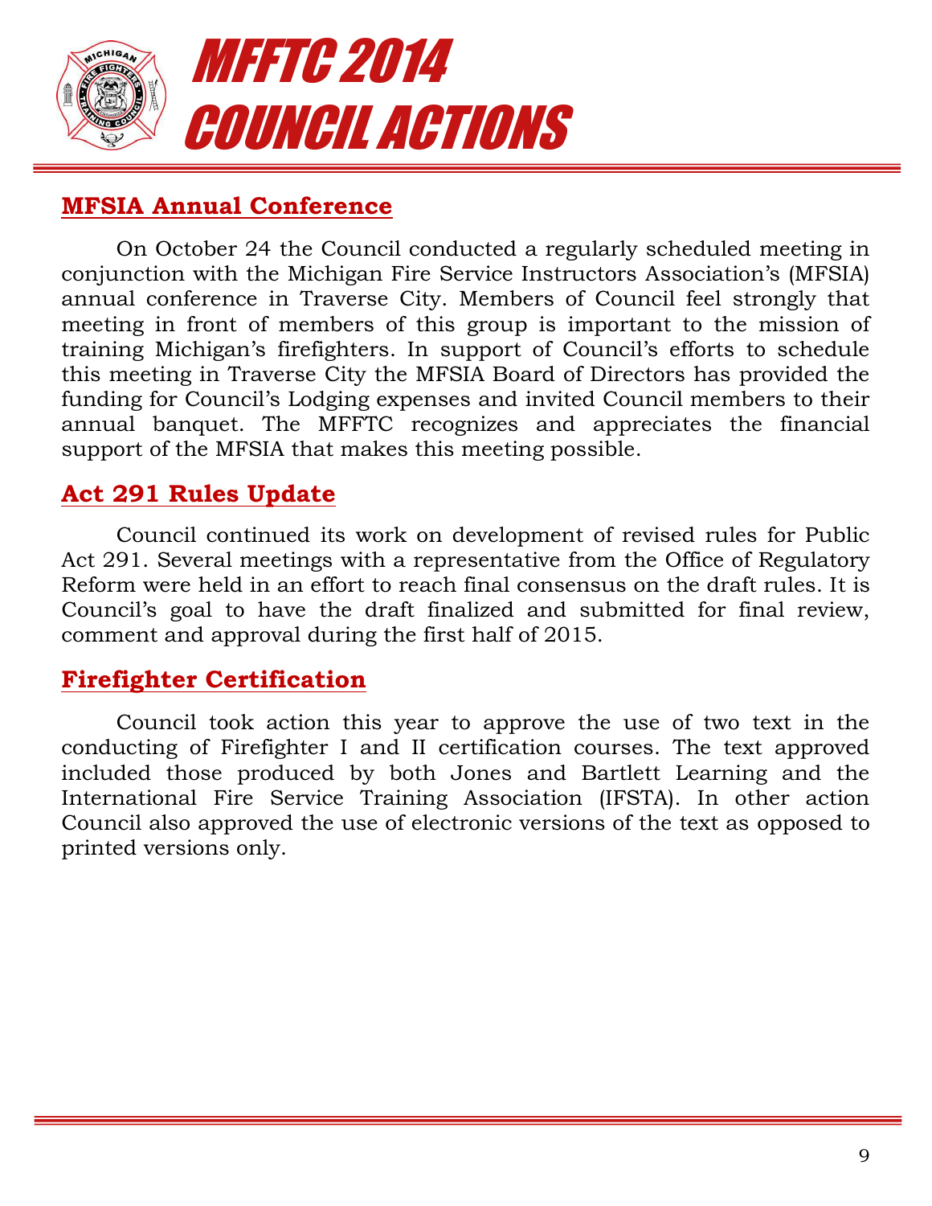# MFFTC 2014 COUNCIL ACTIONS

## MFSIA Annual Conference

On October 24 the Council conducted a regularly scheduled meeting in conjunction with the Michigan Fire Service Instructors Association's (MFSIA) annual conference in Traverse City. Members of Council feel strongly that meeting in front of members of this group is important to the mission of training Michigan's firefighters. In support of Council's efforts to schedule this meeting in Traverse City the MFSIA Board of Directors has provided the funding for Council's Lodging expenses and invited Council members to their annual banquet. The MFFTC recognizes and appreciates the financial support of the MFSIA that makes this meeting possible.

## Act 291 Rules Update

Council continued its work on development of revised rules for Public Act 291. Several meetings with a representative from the Office of Regulatory Reform were held in an effort to reach final consensus on the draft rules. It is Council's goal to have the draft finalized and submitted for final review, comment and approval during the first half of 2015.

## Firefighter Certification

Council took action this year to approve the use of two text in the conducting of Firefighter I and II certification courses. The text approved included those produced by both Jones and Bartlett Learning and the International Fire Service Training Association (IFSTA). In other action Council also approved the use of electronic versions of the text as opposed to printed versions only.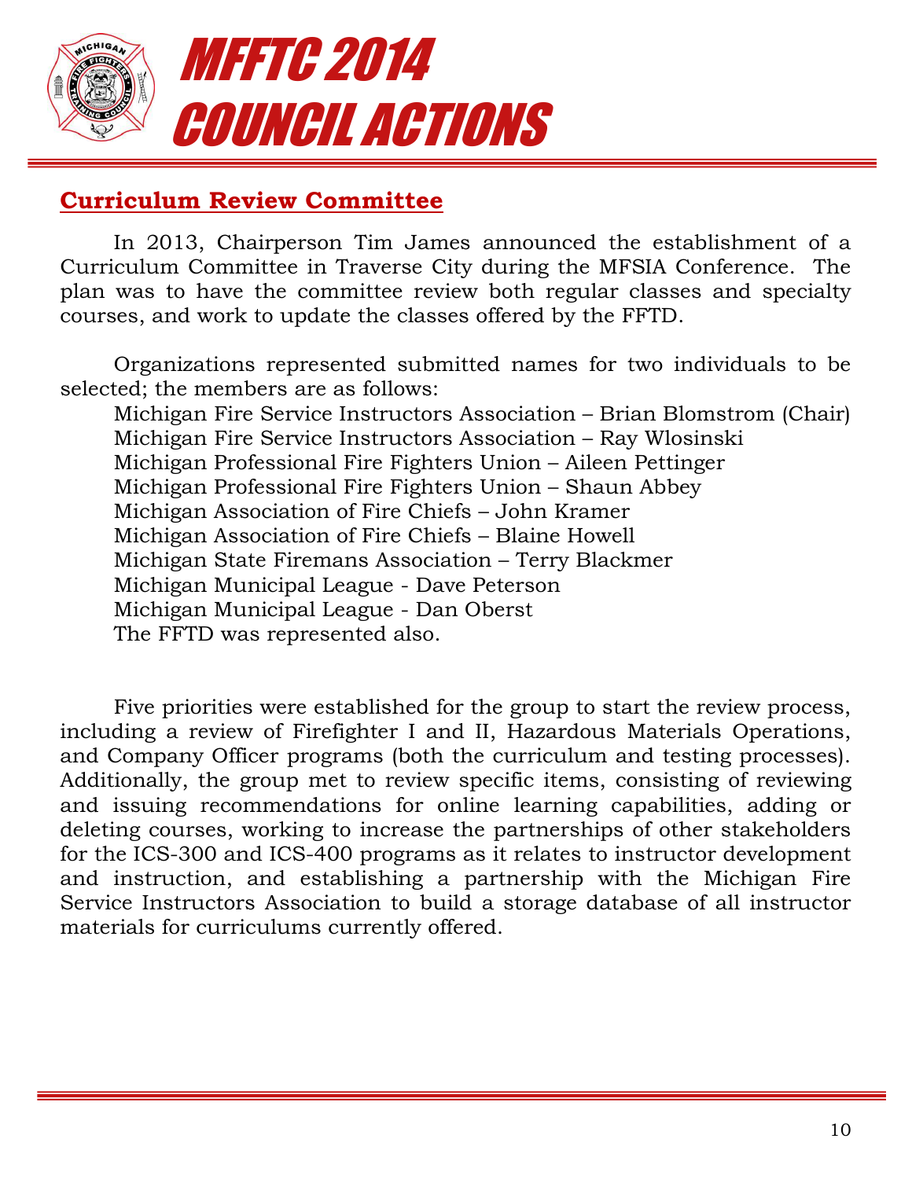# MFFTC 2014 COUNCIL ACTIONS

## Curriculum Review Committee

In 2013, Chairperson Tim James announced the establishment of a Curriculum Committee in Traverse City during the MFSIA Conference. The plan was to have the committee review both regular classes and specialty courses, and work to update the classes offered by the FFTD.

Organizations represented submitted names for two individuals to be selected; the members are as follows:

Michigan Fire Service Instructors Association – Brian Blomstrom (Chair)
Michigan Fire Service Instructors Association – Ray Wlosinski
Michigan Professional Fire Fighters Union – Aileen Pettinger
Michigan Professional Fire Fighters Union – Shaun Abbey
Michigan Association of Fire Chiefs – John Kramer
Michigan Association of Fire Chiefs – Blaine Howell
Michigan State Firemans Association – Terry Blackmer
Michigan Municipal League - Dave Peterson
Michigan Municipal League - Dan Oberst
The FFTD was represented also.

Five priorities were established for the group to start the review process, including a review of Firefighter I and II, Hazardous Materials Operations, and Company Officer programs (both the curriculum and testing processes). Additionally, the group met to review specific items, consisting of reviewing and issuing recommendations for online learning capabilities, adding or deleting courses, working to increase the partnerships of other stakeholders for the ICS-300 and ICS-400 programs as it relates to instructor development and instruction, and establishing a partnership with the Michigan Fire Service Instructors Association to build a storage database of all instructor materials for curriculums currently offered.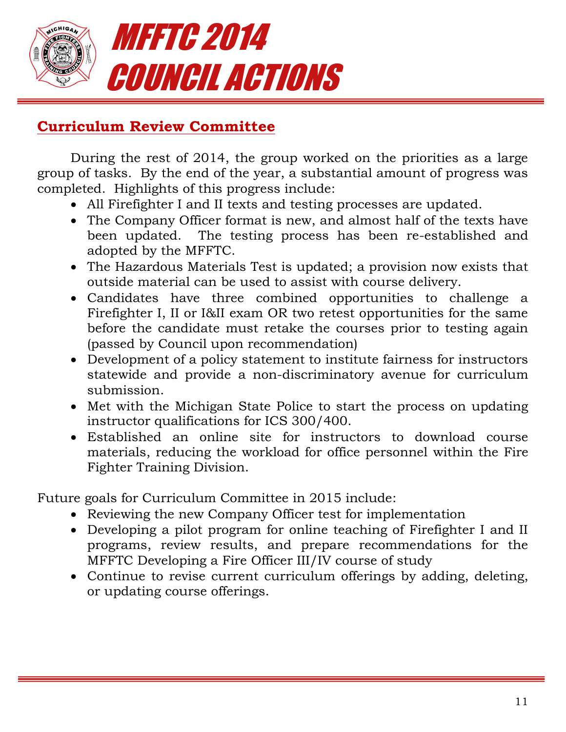# MFFTC 2014 COUNCIL ACTIONS

## Curriculum Review Committee

During the rest of 2014, the group worked on the priorities as a large group of tasks. By the end of the year, a substantial amount of progress was completed. Highlights of this progress include:

- All Firefighter I and II texts and testing processes are updated.
- The Company Officer format is new, and almost half of the texts have been updated. The testing process has been re-established and adopted by the MFFTC.
- The Hazardous Materials Test is updated; a provision now exists that outside material can be used to assist with course delivery.
- Candidates have three combined opportunities to challenge a Firefighter I, II or I&II exam OR two retest opportunities for the same before the candidate must retake the courses prior to testing again (passed by Council upon recommendation)
- Development of a policy statement to institute fairness for instructors statewide and provide a non-discriminatory avenue for curriculum submission.
- Met with the Michigan State Police to start the process on updating instructor qualifications for ICS 300/400.
- Established an online site for instructors to download course materials, reducing the workload for office personnel within the Fire Fighter Training Division.

Future goals for Curriculum Committee in 2015 include:

- Reviewing the new Company Officer test for implementation
- Developing a pilot program for online teaching of Firefighter I and II programs, review results, and prepare recommendations for the MFFTC Developing a Fire Officer III/IV course of study
- Continue to revise current curriculum offerings by adding, deleting, or updating course offerings.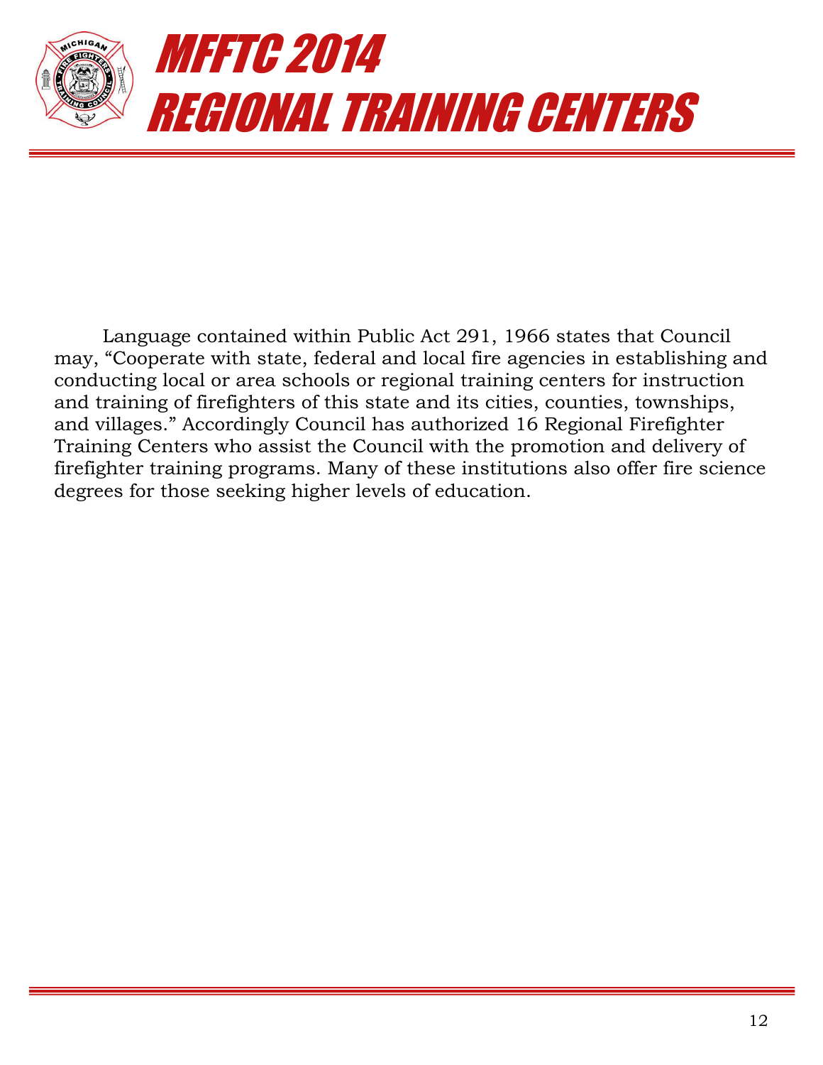# MFFTC 2014 REGIONAL TRAINING CENTERS

Language contained within Public Act 291, 1966 states that Council may, "Cooperate with state, federal and local fire agencies in establishing and conducting local or area schools or regional training centers for instruction and training of firefighters of this state and its cities, counties, townships, and villages." Accordingly Council has authorized 16 Regional Firefighter Training Centers who assist the Council with the promotion and delivery of firefighter training programs. Many of these institutions also offer fire science degrees for those seeking higher levels of education.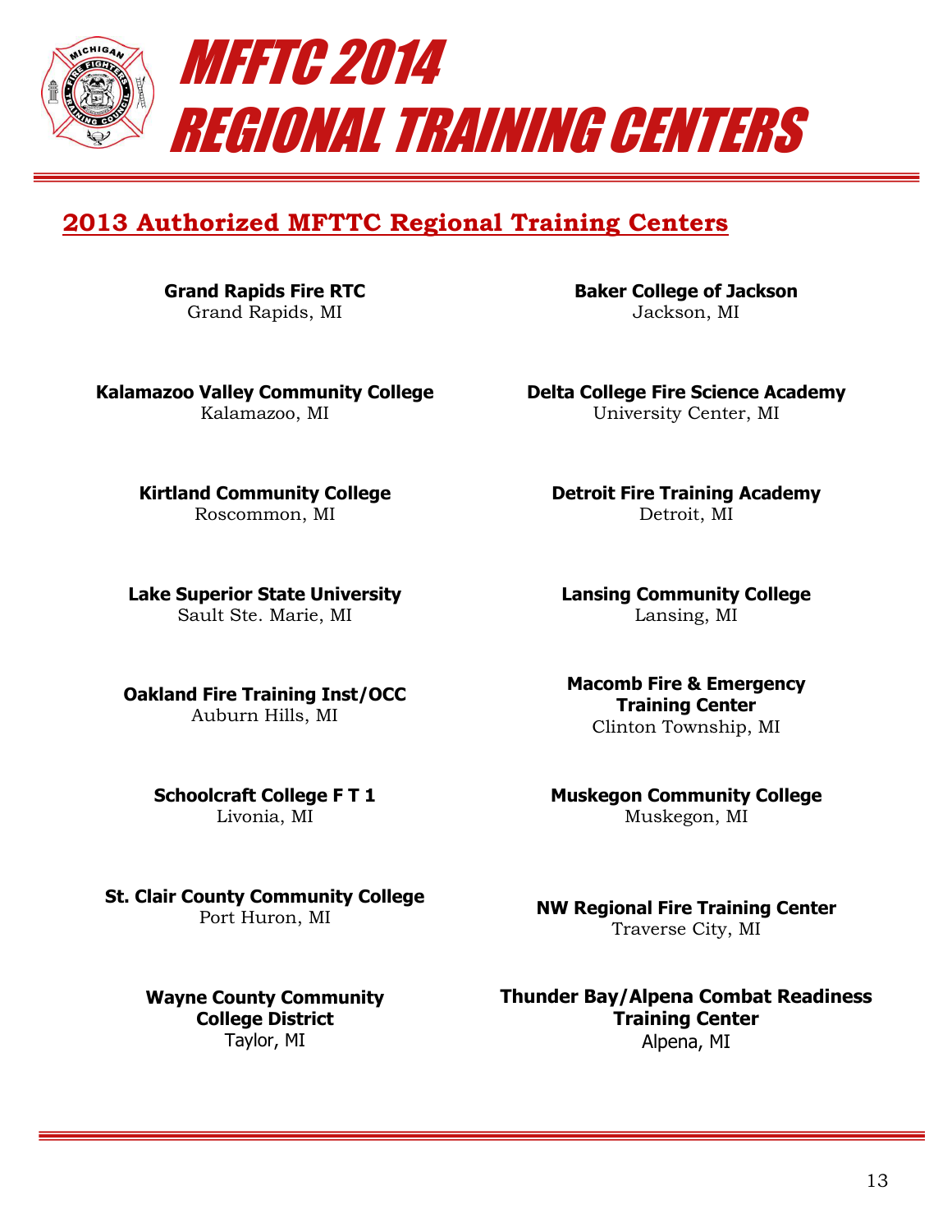# MFFTC 2014 REGIONAL TRAINING CENTERS

## 2013 Authorized MFTTC Regional Training Centers

**Grand Rapids Fire RTC**
Grand Rapids, MI

**Kalamazoo Valley Community College**
Kalamazoo, MI

**Kirtland Community College**
Roscommon, MI

**Lake Superior State University**
Sault Ste. Marie, MI

**Oakland Fire Training Inst/OCC**
Auburn Hills, MI

**Schoolcraft College F T 1**
Livonia, MI

**St. Clair County Community College**
Port Huron, MI

**Wayne County Community College District**
Taylor, MI

**Baker College of Jackson**
Jackson, MI

**Delta College Fire Science Academy**
University Center, MI

**Detroit Fire Training Academy**
Detroit, MI

**Lansing Community College**
Lansing, MI

**Macomb Fire & Emergency Training Center**
Clinton Township, MI

**Muskegon Community College**
Muskegon, MI

**NW Regional Fire Training Center**
Traverse City, MI

**Thunder Bay/Alpena Combat Readiness Training Center**
Alpena, MI